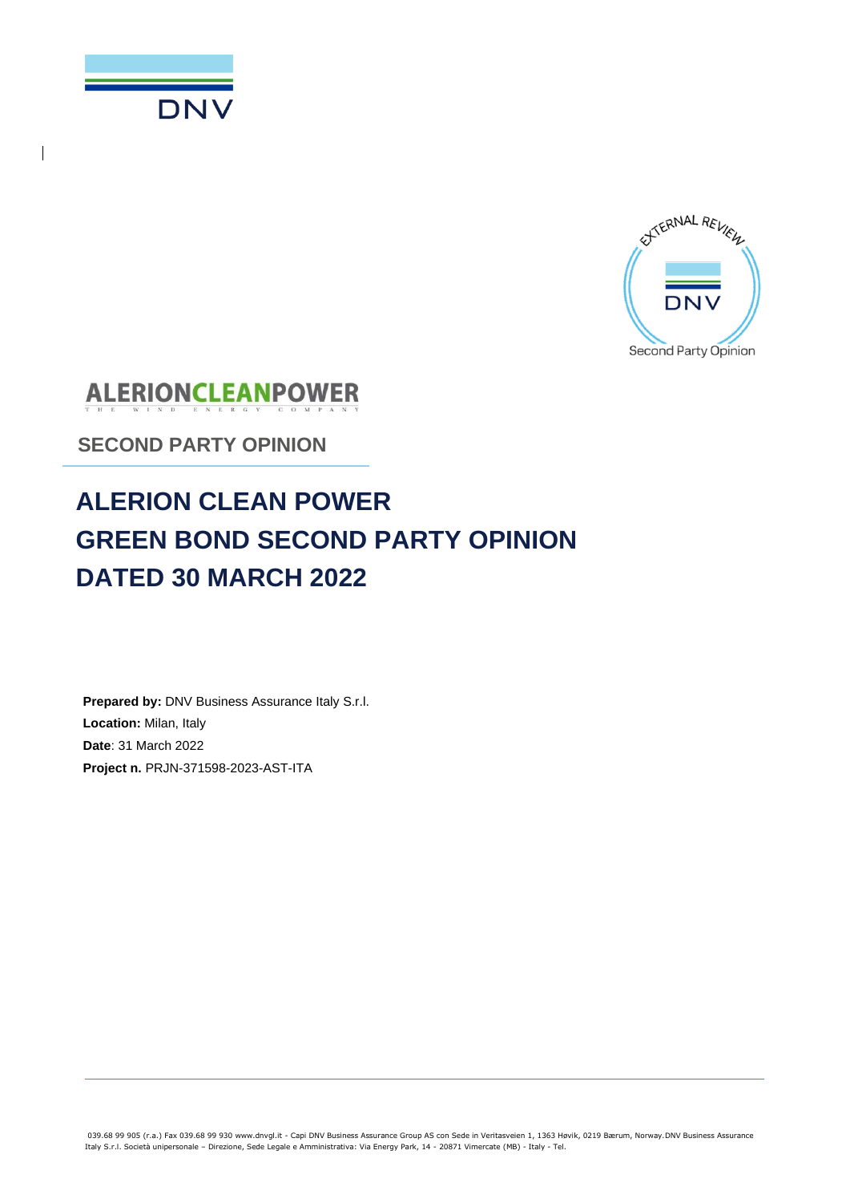SECOND PARTY OPINION

# ALERION CLEAN POWER GREEN BOND SECOND PARTY OPINION DATED 30 MARCH 2022

**Prepared by:** DNV Business Assurance Italy S.r.l.

**Location:** Milan, Italy

**Date**: 31 March 2022

**Project n.** PRJN-371598-2023-AST-ITA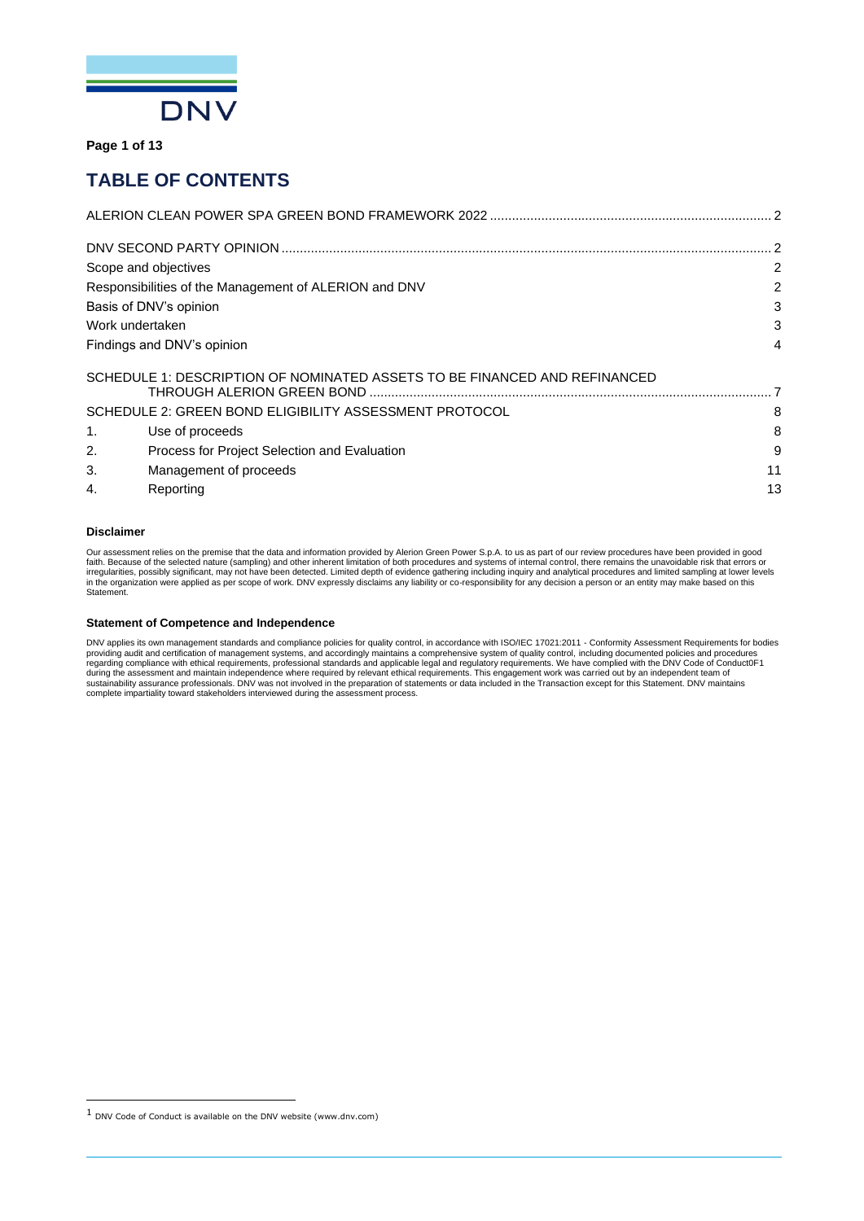# TABLE OF CONTENTS

| | | |
|---|---|---|
| ALERION CLEAN POWER SPA GREEN BOND FRAMEWORK 2022 | | 2 |
| DNV SECOND PARTY OPINION | | 2 |
| Scope and objectives | | 2 |
| Responsibilities of the Management of ALERION and DNV | | 2 |
| Basis of DNV's opinion | | 3 |
| Work undertaken | | 3 |
| Findings and DNV's opinion | | 4 |
| SCHEDULE 1: DESCRIPTION OF NOMINATED ASSETS TO BE FINANCED AND REFINANCED THROUGH ALERION GREEN BOND | | 7 |
| SCHEDULE 2: GREEN BOND ELIGIBILITY ASSESSMENT PROTOCOL | | 8 |
| 1. | Use of proceeds | 8 |
| 2. | Process for Project Selection and Evaluation | 9 |
| 3. | Management of proceeds | 11 |
| 4. | Reporting | 13 |

**Disclaimer**

Our assessment relies on the premise that the data and information provided by Alerion Green Power S.p.A. to us as part of our review procedures have been provided in good faith. Because of the selected nature (sampling) and other inherent limitation of both procedures and systems of internal control, there remains the unavoidable risk that errors or irregularities, possibly significant, may not have been detected. Limited depth of evidence gathering including inquiry and analytical procedures and limited sampling at lower levels in the organization were applied as per scope of work. DNV expressly disclaims any liability or co-responsibility for any decision a person or an entity may make based on this Statement.

**Statement of Competence and Independence**

DNV applies its own management standards and compliance policies for quality control, in accordance with ISO/IEC 17021:2011 - Conformity Assessment Requirements for bodies providing audit and certification of management systems, and accordingly maintains a comprehensive system of quality control, including documented policies and procedures regarding compliance with ethical requirements, professional standards and applicable legal and regulatory requirements. We have complied with the DNV Code of Conduct[1] during the assessment and maintain independence where required by relevant ethical requirements. This engagement work was carried out by an independent team of sustainability assurance professionals. DNV was not involved in the preparation of statements or data included in the Transaction except for this Statement. DNV maintains complete impartiality toward stakeholders interviewed during the assessment process.

[1] DNV Code of Conduct is available on the DNV website (www.dnv.com)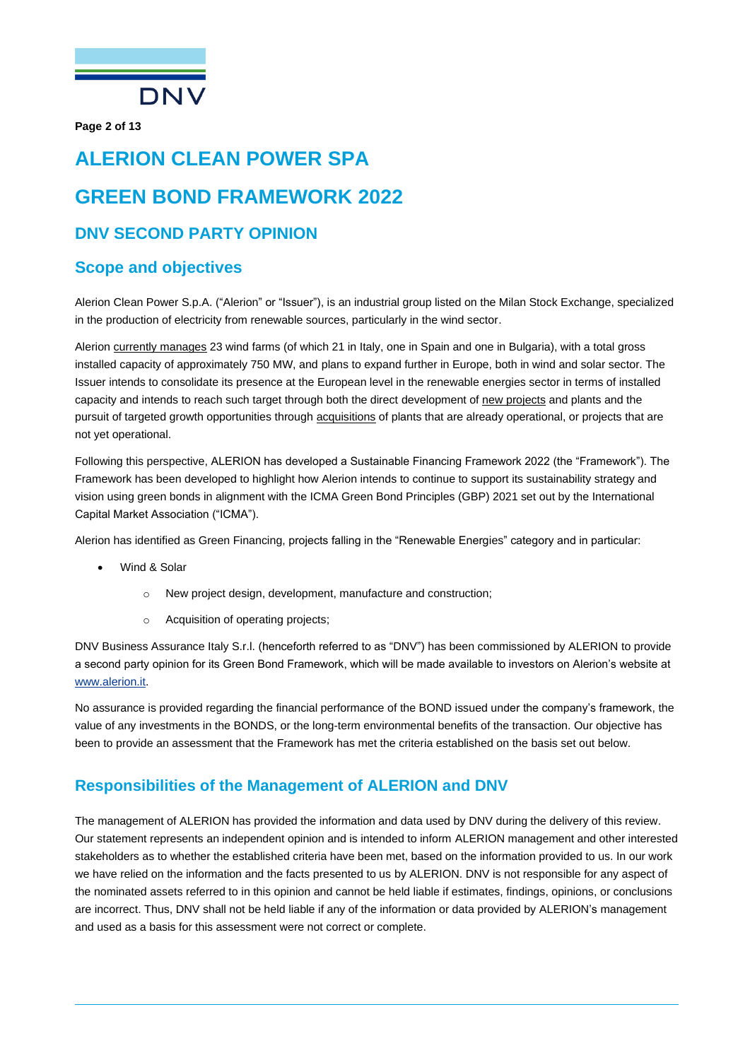# ALERION CLEAN POWER SPA

# GREEN BOND FRAMEWORK 2022

## DNV SECOND PARTY OPINION

## Scope and objectives

Alerion Clean Power S.p.A. ("Alerion" or "Issuer"), is an industrial group listed on the Milan Stock Exchange, specialized in the production of electricity from renewable sources, particularly in the wind sector.

Alerion currently manages 23 wind farms (of which 21 in Italy, one in Spain and one in Bulgaria), with a total gross installed capacity of approximately 750 MW, and plans to expand further in Europe, both in wind and solar sector. The Issuer intends to consolidate its presence at the European level in the renewable energies sector in terms of installed capacity and intends to reach such target through both the direct development of new projects and plants and the pursuit of targeted growth opportunities through acquisitions of plants that are already operational, or projects that are not yet operational.

Following this perspective, ALERION has developed a Sustainable Financing Framework 2022 (the "Framework"). The Framework has been developed to highlight how Alerion intends to continue to support its sustainability strategy and vision using green bonds in alignment with the ICMA Green Bond Principles (GBP) 2021 set out by the International Capital Market Association ("ICMA").

Alerion has identified as Green Financing, projects falling in the "Renewable Energies" category and in particular:

- Wind & Solar
  - New project design, development, manufacture and construction;
  - Acquisition of operating projects;

DNV Business Assurance Italy S.r.l. (henceforth referred to as "DNV") has been commissioned by ALERION to provide a second party opinion for its Green Bond Framework, which will be made available to investors on Alerion's website at www.alerion.it.

No assurance is provided regarding the financial performance of the BOND issued under the company's framework, the value of any investments in the BONDS, or the long-term environmental benefits of the transaction. Our objective has been to provide an assessment that the Framework has met the criteria established on the basis set out below.

## Responsibilities of the Management of ALERION and DNV

The management of ALERION has provided the information and data used by DNV during the delivery of this review. Our statement represents an independent opinion and is intended to inform ALERION management and other interested stakeholders as to whether the established criteria have been met, based on the information provided to us. In our work we have relied on the information and the facts presented to us by ALERION. DNV is not responsible for any aspect of the nominated assets referred to in this opinion and cannot be held liable if estimates, findings, opinions, or conclusions are incorrect. Thus, DNV shall not be held liable if any of the information or data provided by ALERION's management and used as a basis for this assessment were not correct or complete.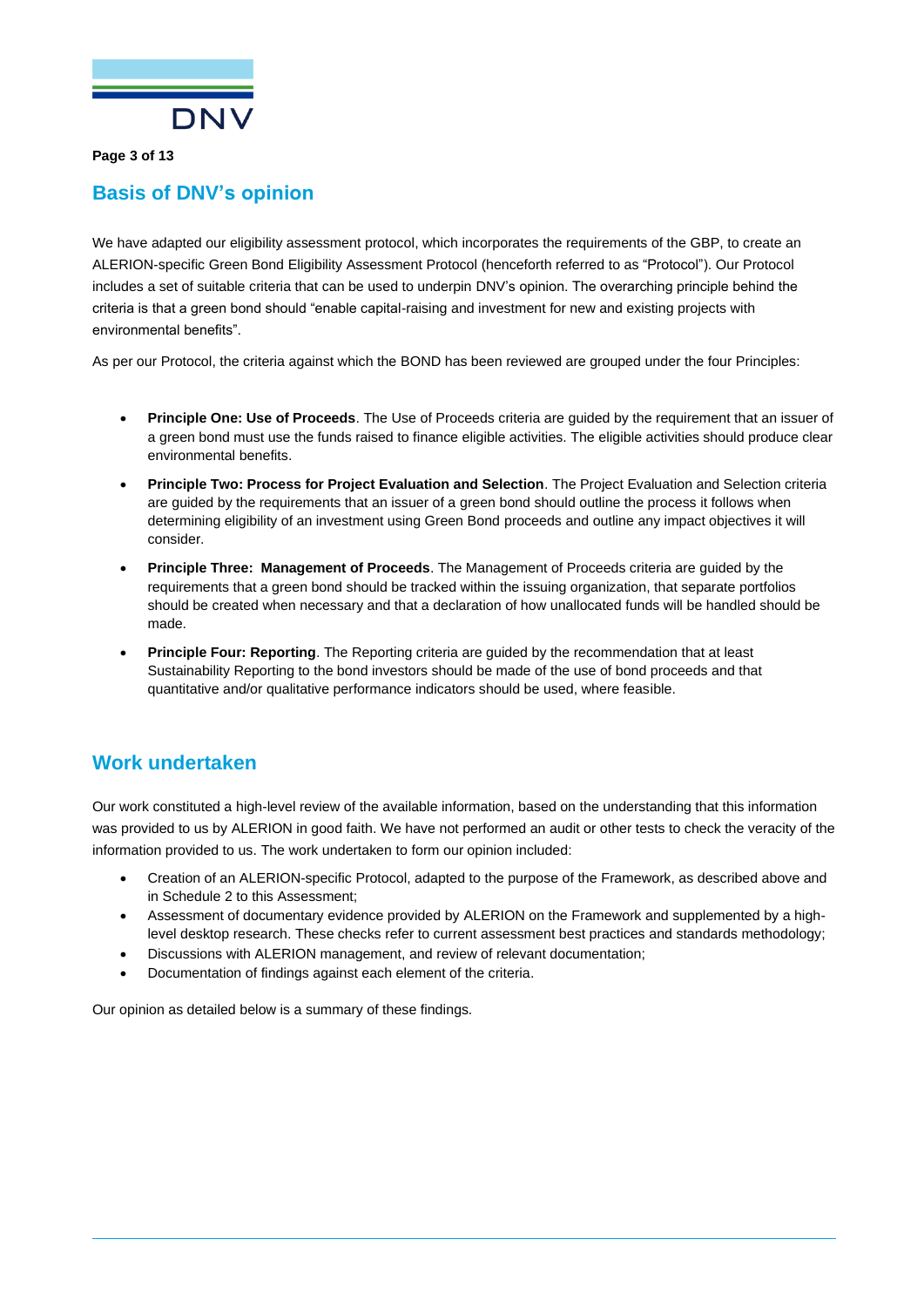## Basis of DNV's opinion

We have adapted our eligibility assessment protocol, which incorporates the requirements of the GBP, to create an ALERION-specific Green Bond Eligibility Assessment Protocol (henceforth referred to as "Protocol"). Our Protocol includes a set of suitable criteria that can be used to underpin DNV's opinion. The overarching principle behind the criteria is that a green bond should "enable capital-raising and investment for new and existing projects with environmental benefits".

As per our Protocol, the criteria against which the BOND has been reviewed are grouped under the four Principles:

- **Principle One: Use of Proceeds**. The Use of Proceeds criteria are guided by the requirement that an issuer of a green bond must use the funds raised to finance eligible activities. The eligible activities should produce clear environmental benefits.
- **Principle Two: Process for Project Evaluation and Selection**. The Project Evaluation and Selection criteria are guided by the requirements that an issuer of a green bond should outline the process it follows when determining eligibility of an investment using Green Bond proceeds and outline any impact objectives it will consider.
- **Principle Three: Management of Proceeds**. The Management of Proceeds criteria are guided by the requirements that a green bond should be tracked within the issuing organization, that separate portfolios should be created when necessary and that a declaration of how unallocated funds will be handled should be made.
- **Principle Four: Reporting**. The Reporting criteria are guided by the recommendation that at least Sustainability Reporting to the bond investors should be made of the use of bond proceeds and that quantitative and/or qualitative performance indicators should be used, where feasible.

## Work undertaken

Our work constituted a high-level review of the available information, based on the understanding that this information was provided to us by ALERION in good faith. We have not performed an audit or other tests to check the veracity of the information provided to us. The work undertaken to form our opinion included:

- Creation of an ALERION-specific Protocol, adapted to the purpose of the Framework, as described above and in Schedule 2 to this Assessment;
- Assessment of documentary evidence provided by ALERION on the Framework and supplemented by a high-level desktop research. These checks refer to current assessment best practices and standards methodology;
- Discussions with ALERION management, and review of relevant documentation;
- Documentation of findings against each element of the criteria.

Our opinion as detailed below is a summary of these findings.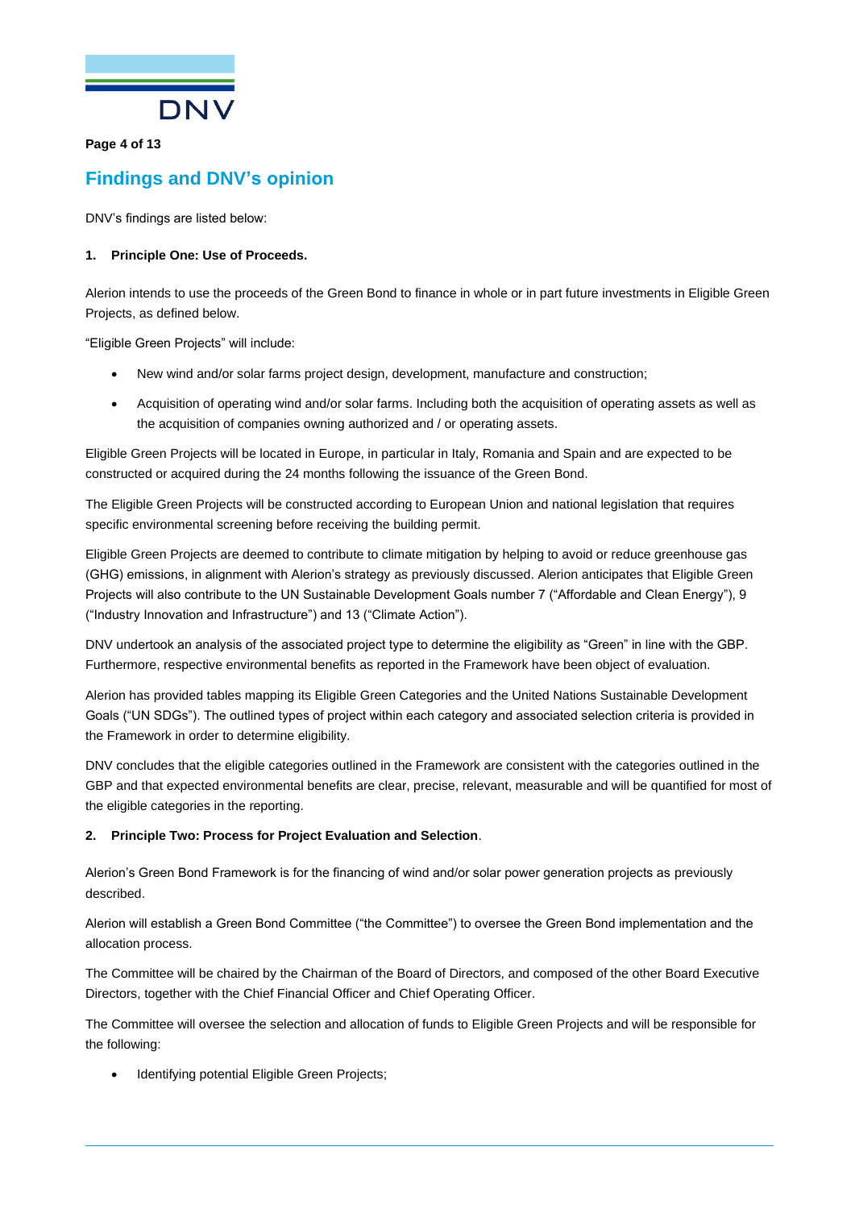## Findings and DNV's opinion

DNV's findings are listed below:

**1. Principle One: Use of Proceeds.**

Alerion intends to use the proceeds of the Green Bond to finance in whole or in part future investments in Eligible Green Projects, as defined below.

"Eligible Green Projects" will include:

- New wind and/or solar farms project design, development, manufacture and construction;
- Acquisition of operating wind and/or solar farms. Including both the acquisition of operating assets as well as the acquisition of companies owning authorized and / or operating assets.

Eligible Green Projects will be located in Europe, in particular in Italy, Romania and Spain and are expected to be constructed or acquired during the 24 months following the issuance of the Green Bond.

The Eligible Green Projects will be constructed according to European Union and national legislation that requires specific environmental screening before receiving the building permit.

Eligible Green Projects are deemed to contribute to climate mitigation by helping to avoid or reduce greenhouse gas (GHG) emissions, in alignment with Alerion's strategy as previously discussed. Alerion anticipates that Eligible Green Projects will also contribute to the UN Sustainable Development Goals number 7 ("Affordable and Clean Energy"), 9 ("Industry Innovation and Infrastructure") and 13 ("Climate Action").

DNV undertook an analysis of the associated project type to determine the eligibility as "Green" in line with the GBP. Furthermore, respective environmental benefits as reported in the Framework have been object of evaluation.

Alerion has provided tables mapping its Eligible Green Categories and the United Nations Sustainable Development Goals ("UN SDGs"). The outlined types of project within each category and associated selection criteria is provided in the Framework in order to determine eligibility.

DNV concludes that the eligible categories outlined in the Framework are consistent with the categories outlined in the GBP and that expected environmental benefits are clear, precise, relevant, measurable and will be quantified for most of the eligible categories in the reporting.

**2. Principle Two: Process for Project Evaluation and Selection**.

Alerion's Green Bond Framework is for the financing of wind and/or solar power generation projects as previously described.

Alerion will establish a Green Bond Committee ("the Committee") to oversee the Green Bond implementation and the allocation process.

The Committee will be chaired by the Chairman of the Board of Directors, and composed of the other Board Executive Directors, together with the Chief Financial Officer and Chief Operating Officer.

The Committee will oversee the selection and allocation of funds to Eligible Green Projects and will be responsible for the following:

- Identifying potential Eligible Green Projects;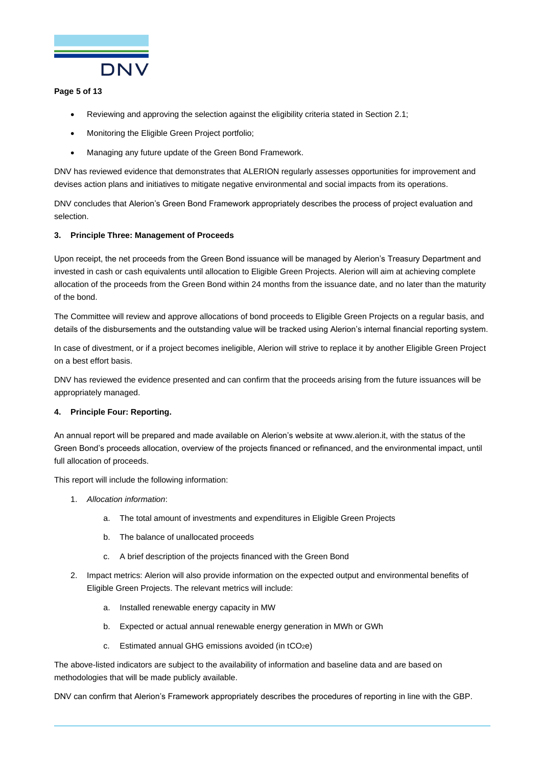- Reviewing and approving the selection against the eligibility criteria stated in Section 2.1;
- Monitoring the Eligible Green Project portfolio;
- Managing any future update of the Green Bond Framework.

DNV has reviewed evidence that demonstrates that ALERION regularly assesses opportunities for improvement and devises action plans and initiatives to mitigate negative environmental and social impacts from its operations.

DNV concludes that Alerion's Green Bond Framework appropriately describes the process of project evaluation and selection.

**3. Principle Three: Management of Proceeds**

Upon receipt, the net proceeds from the Green Bond issuance will be managed by Alerion's Treasury Department and invested in cash or cash equivalents until allocation to Eligible Green Projects. Alerion will aim at achieving complete allocation of the proceeds from the Green Bond within 24 months from the issuance date, and no later than the maturity of the bond.

The Committee will review and approve allocations of bond proceeds to Eligible Green Projects on a regular basis, and details of the disbursements and the outstanding value will be tracked using Alerion's internal financial reporting system.

In case of divestment, or if a project becomes ineligible, Alerion will strive to replace it by another Eligible Green Project on a best effort basis.

DNV has reviewed the evidence presented and can confirm that the proceeds arising from the future issuances will be appropriately managed.

**4. Principle Four: Reporting.**

An annual report will be prepared and made available on Alerion's website at www.alerion.it, with the status of the Green Bond's proceeds allocation, overview of the projects financed or refinanced, and the environmental impact, until full allocation of proceeds.

This report will include the following information:

1. *Allocation information*:
   a. The total amount of investments and expenditures in Eligible Green Projects
   b. The balance of unallocated proceeds
   c. A brief description of the projects financed with the Green Bond
2. Impact metrics: Alerion will also provide information on the expected output and environmental benefits of Eligible Green Projects. The relevant metrics will include:
   a. Installed renewable energy capacity in MW
   b. Expected or actual annual renewable energy generation in MWh or GWh
   c. Estimated annual GHG emissions avoided (in $tCO_2e$)

The above-listed indicators are subject to the availability of information and baseline data and are based on methodologies that will be made publicly available.

DNV can confirm that Alerion's Framework appropriately describes the procedures of reporting in line with the GBP.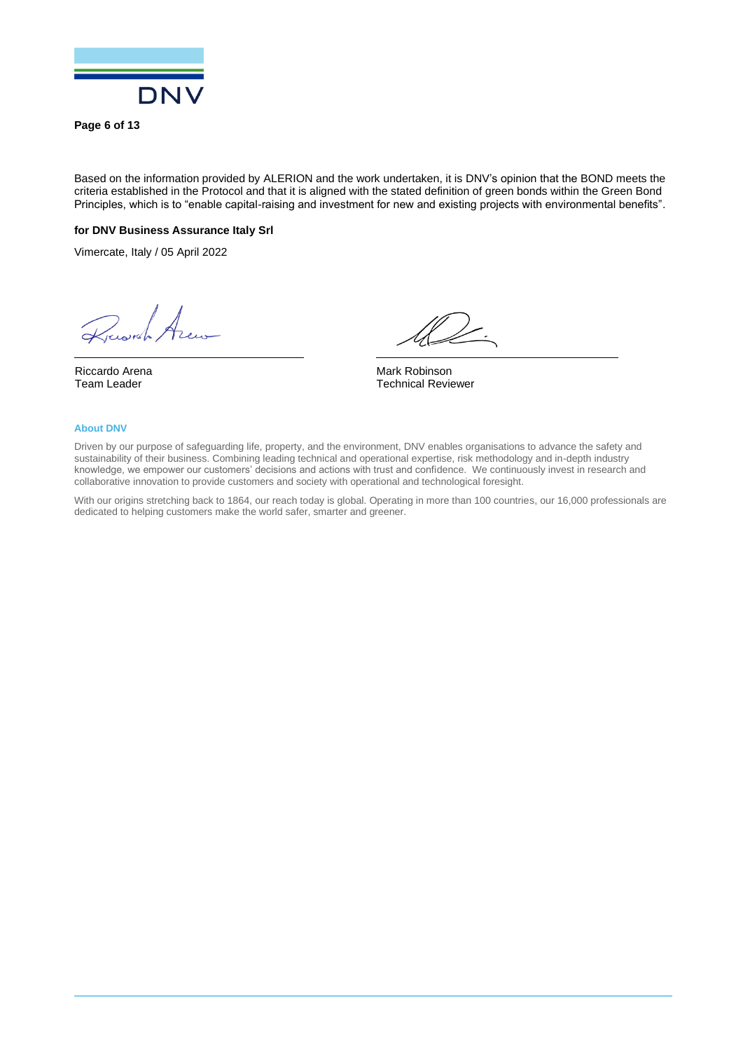Based on the information provided by ALERION and the work undertaken, it is DNV's opinion that the BOND meets the criteria established in the Protocol and that it is aligned with the stated definition of green bonds within the Green Bond Principles, which is to "enable capital-raising and investment for new and existing projects with environmental benefits".

**for DNV Business Assurance Italy Srl**

Vimercate, Italy / 05 April 2022

| | |
|---|---|
| Riccardo Arena | Mark Robinson |
| Team Leader | Technical Reviewer |

**About DNV**

Driven by our purpose of safeguarding life, property, and the environment, DNV enables organisations to advance the safety and sustainability of their business. Combining leading technical and operational expertise, risk methodology and in-depth industry knowledge, we empower our customers' decisions and actions with trust and confidence. We continuously invest in research and collaborative innovation to provide customers and society with operational and technological foresight.

With our origins stretching back to 1864, our reach today is global. Operating in more than 100 countries, our 16,000 professionals are dedicated to helping customers make the world safer, smarter and greener.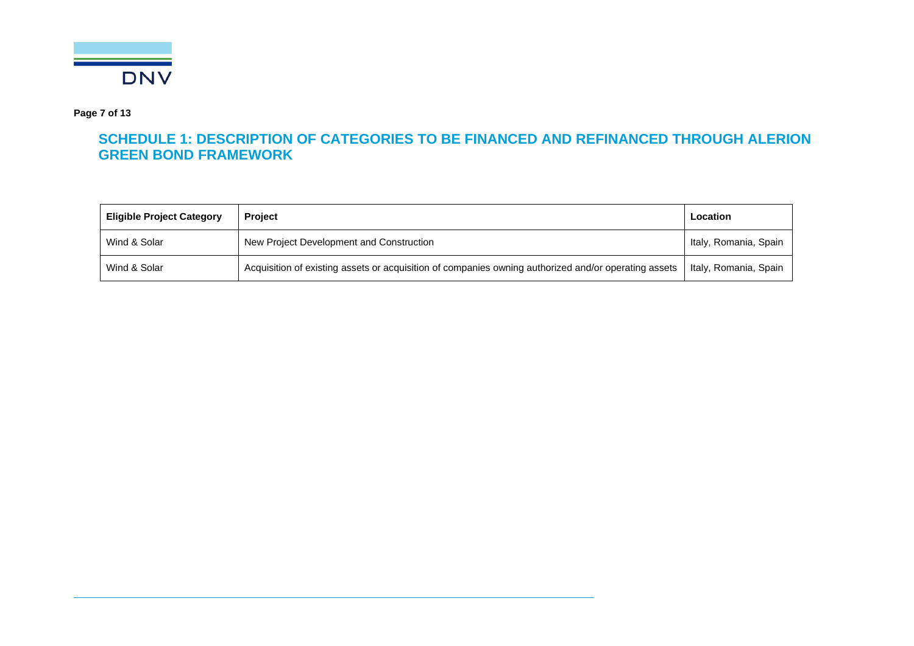## SCHEDULE 1: DESCRIPTION OF CATEGORIES TO BE FINANCED AND REFINANCED THROUGH ALERION GREEN BOND FRAMEWORK

| Eligible Project Category | Project | Location |
|---|---|---|
| Wind & Solar | New Project Development and Construction | Italy, Romania, Spain |
| Wind & Solar | Acquisition of existing assets or acquisition of companies owning authorized and/or operating assets | Italy, Romania, Spain |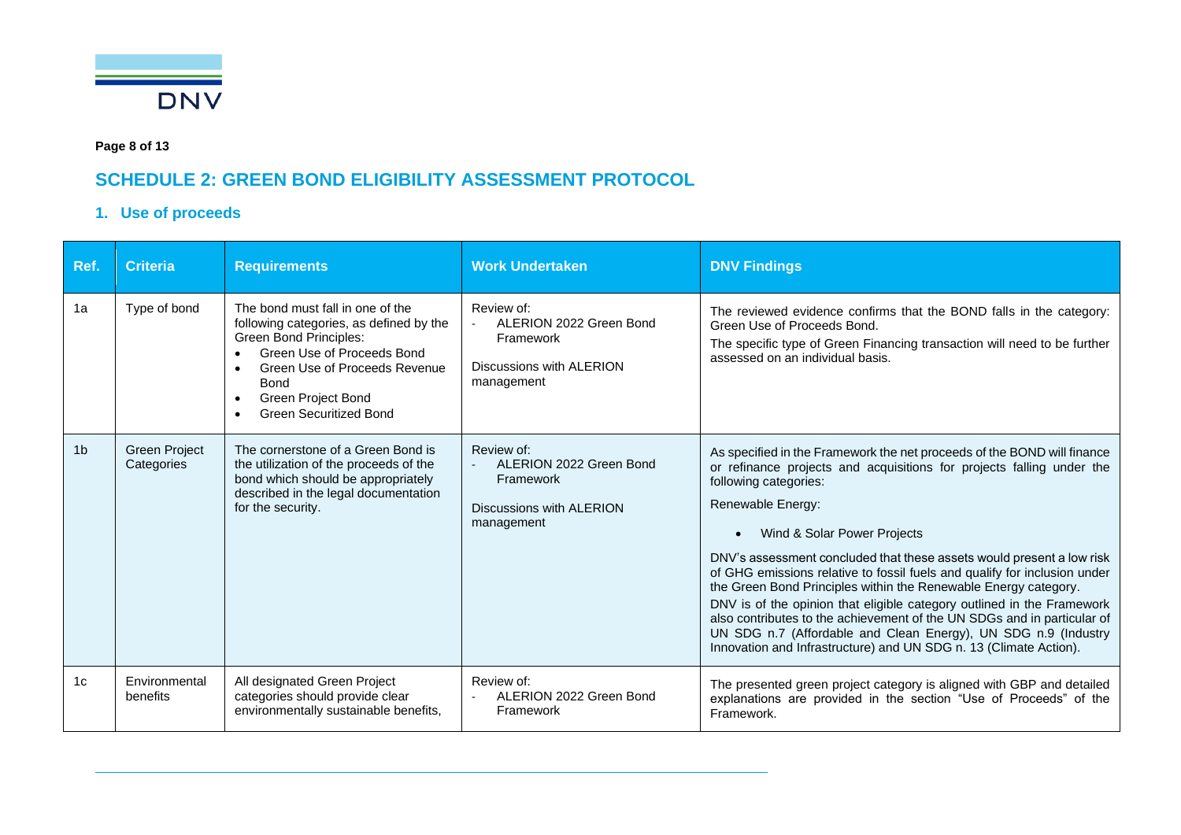## SCHEDULE 2: GREEN BOND ELIGIBILITY ASSESSMENT PROTOCOL

### 1. Use of proceeds

| Ref. | Criteria | Requirements | Work Undertaken | DNV Findings |
|---|---|---|---|---|
| 1a | Type of bond | The bond must fall in one of the following categories, as defined by the Green Bond Principles:<br>• Green Use of Proceeds Bond<br>• Green Use of Proceeds Revenue Bond<br>• Green Project Bond<br>• Green Securitized Bond | Review of:<br>- ALERION 2022 Green Bond Framework<br><br>Discussions with ALERION management | The reviewed evidence confirms that the BOND falls in the category: Green Use of Proceeds Bond.<br>The specific type of Green Financing transaction will need to be further assessed on an individual basis. |
| 1b | Green Project Categories | The cornerstone of a Green Bond is the utilization of the proceeds of the bond which should be appropriately described in the legal documentation for the security. | Review of:<br>- ALERION 2022 Green Bond Framework<br><br>Discussions with ALERION management | As specified in the Framework the net proceeds of the BOND will finance or refinance projects and acquisitions for projects falling under the following categories:<br>Renewable Energy:<br>• Wind & Solar Power Projects<br>DNV's assessment concluded that these assets would present a low risk of GHG emissions relative to fossil fuels and qualify for inclusion under the Green Bond Principles within the Renewable Energy category.<br>DNV is of the opinion that eligible category outlined in the Framework also contributes to the achievement of the UN SDGs and in particular of UN SDG n.7 (Affordable and Clean Energy), UN SDG n.9 (Industry Innovation and Infrastructure) and UN SDG n. 13 (Climate Action). |
| 1c | Environmental benefits | All designated Green Project categories should provide clear environmentally sustainable benefits, | Review of:<br>- ALERION 2022 Green Bond Framework | The presented green project category is aligned with GBP and detailed explanations are provided in the section "Use of Proceeds" of the Framework. |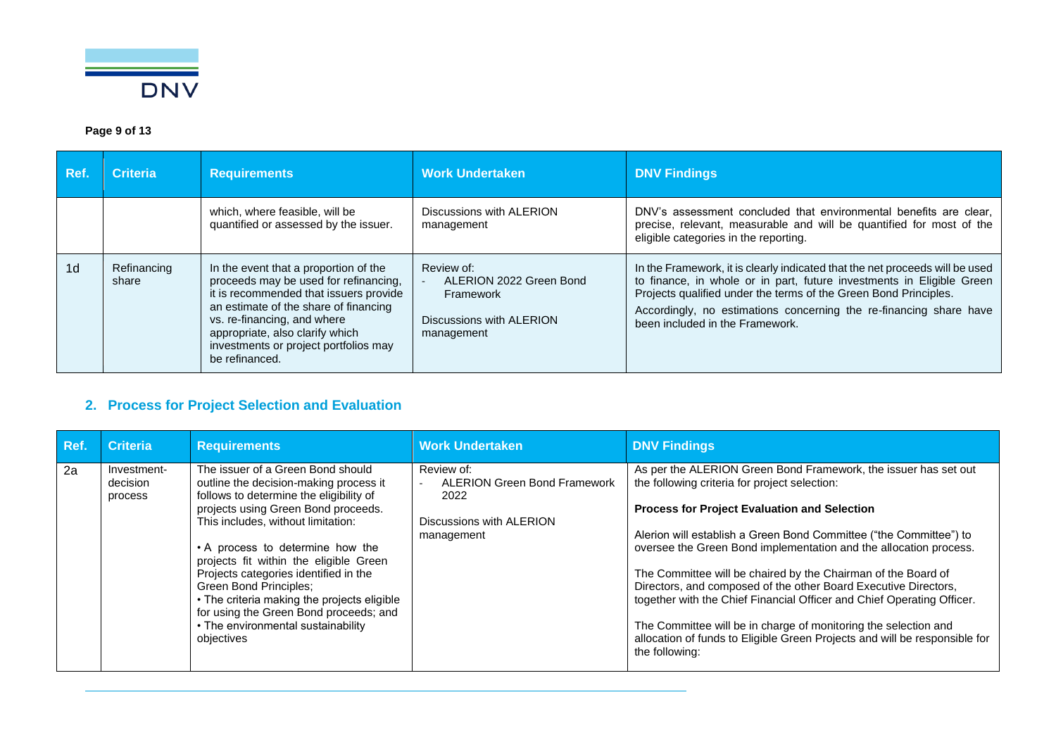| Ref. | Criteria | Requirements | Work Undertaken | DNV Findings |
|---|---|---|---|---|
| | | which, where feasible, will be quantified or assessed by the issuer. | Discussions with ALERION management | DNV's assessment concluded that environmental benefits are clear, precise, relevant, measurable and will be quantified for most of the eligible categories in the reporting. |
| 1d | Refinancing share | In the event that a proportion of the proceeds may be used for refinancing, it is recommended that issuers provide an estimate of the share of financing vs. re-financing, and where appropriate, also clarify which investments or project portfolios may be refinanced. | Review of: <br> - ALERION 2022 Green Bond Framework <br><br> Discussions with ALERION management | In the Framework, it is clearly indicated that the net proceeds will be used to finance, in whole or in part, future investments in Eligible Green Projects qualified under the terms of the Green Bond Principles. <br> Accordingly, no estimations concerning the re-financing share have been included in the Framework. |

## 2. Process for Project Selection and Evaluation

| Ref. | Criteria | Requirements | Work Undertaken | DNV Findings |
|---|---|---|---|---|
| 2a | Investment-decision process | The issuer of a Green Bond should outline the decision-making process it follows to determine the eligibility of projects using Green Bond proceeds. This includes, without limitation: <br><br> • A process to determine how the projects fit within the eligible Green Projects categories identified in the Green Bond Principles; <br> • The criteria making the projects eligible for using the Green Bond proceeds; and <br> • The environmental sustainability objectives | Review of: <br> - ALERION Green Bond Framework 2022 <br><br> Discussions with ALERION management | As per the ALERION Green Bond Framework, the issuer has set out the following criteria for project selection: <br><br> **Process for Project Evaluation and Selection** <br><br> Alerion will establish a Green Bond Committee ("the Committee") to oversee the Green Bond implementation and the allocation process. <br><br> The Committee will be chaired by the Chairman of the Board of Directors, and composed of the other Board Executive Directors, together with the Chief Financial Officer and Chief Operating Officer. <br><br> The Committee will be in charge of monitoring the selection and allocation of funds to Eligible Green Projects and will be responsible for the following: |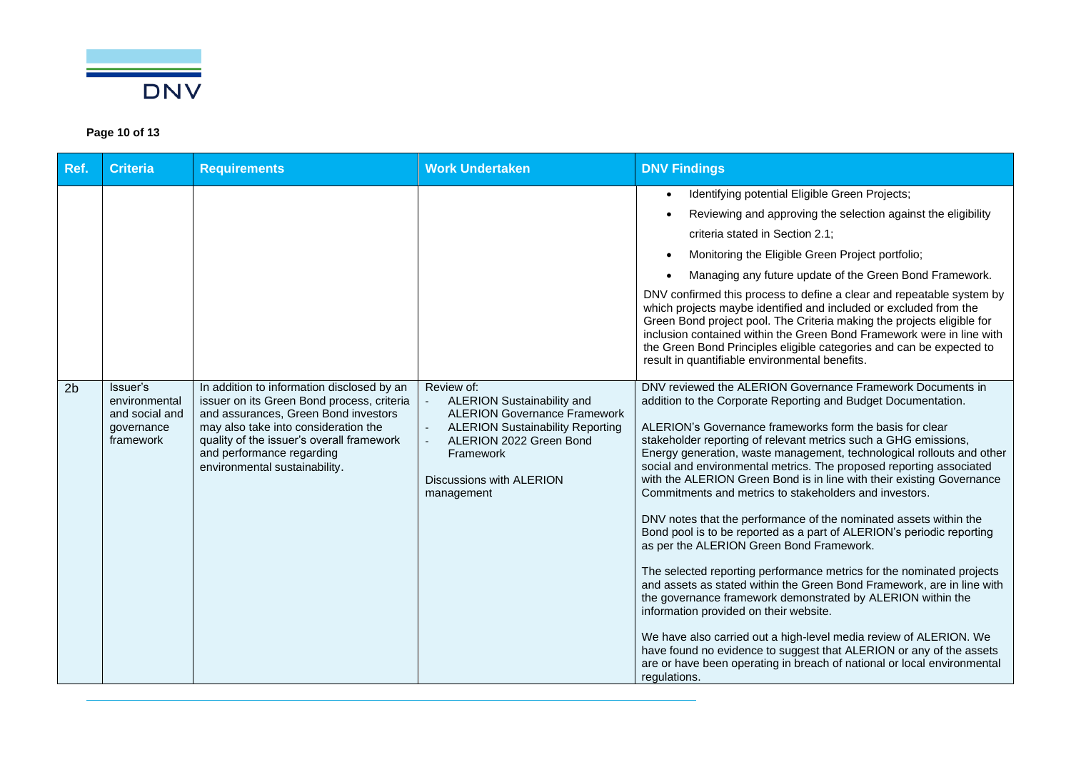| Ref. | Criteria | Requirements | Work Undertaken | DNV Findings |
|---|---|---|---|---|
| | | | | • Identifying potential Eligible Green Projects;<br>• Reviewing and approving the selection against the eligibility criteria stated in Section 2.1;<br>• Monitoring the Eligible Green Project portfolio;<br>• Managing any future update of the Green Bond Framework.<br><br>DNV confirmed this process to define a clear and repeatable system by which projects maybe identified and included or excluded from the Green Bond project pool. The Criteria making the projects eligible for inclusion contained within the Green Bond Framework were in line with the Green Bond Principles eligible categories and can be expected to result in quantifiable environmental benefits. |
| 2b | Issuer's environmental and social and governance framework | In addition to information disclosed by an issuer on its Green Bond process, criteria and assurances, Green Bond investors may also take into consideration the quality of the issuer's overall framework and performance regarding environmental sustainability. | Review of:<br>- ALERION Sustainability and ALERION Governance Framework<br>- ALERION Sustainability Reporting<br>- ALERION 2022 Green Bond Framework<br><br>Discussions with ALERION management | DNV reviewed the ALERION Governance Framework Documents in addition to the Corporate Reporting and Budget Documentation.<br><br>ALERION's Governance frameworks form the basis for clear stakeholder reporting of relevant metrics such a GHG emissions, Energy generation, waste management, technological rollouts and other social and environmental metrics. The proposed reporting associated with the ALERION Green Bond is in line with their existing Governance Commitments and metrics to stakeholders and investors.<br><br>DNV notes that the performance of the nominated assets within the Bond pool is to be reported as a part of ALERION's periodic reporting as per the ALERION Green Bond Framework.<br><br>The selected reporting performance metrics for the nominated projects and assets as stated within the Green Bond Framework, are in line with the governance framework demonstrated by ALERION within the information provided on their website.<br><br>We have also carried out a high-level media review of ALERION. We have found no evidence to suggest that ALERION or any of the assets are or have been operating in breach of national or local environmental regulations. |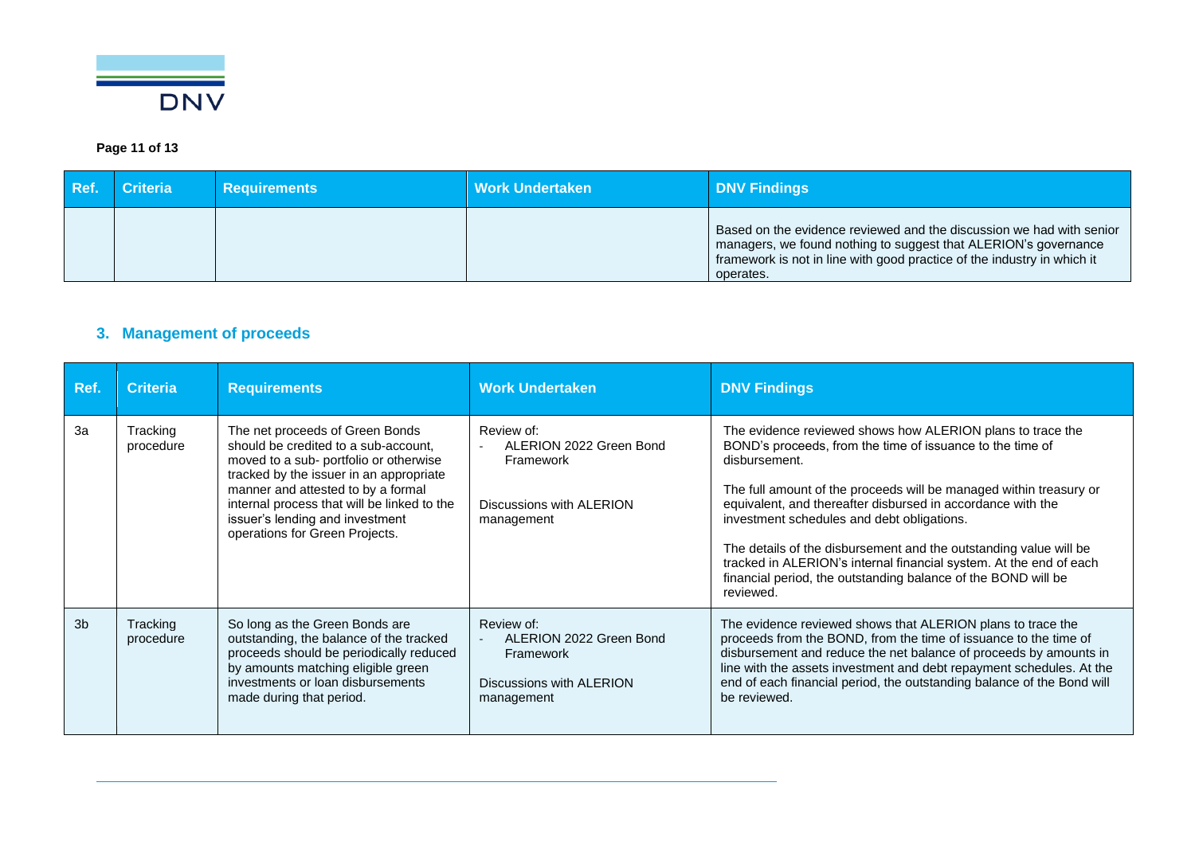| Ref. | Criteria | Requirements | Work Undertaken | DNV Findings |
|---|---|---|---|---|
| | | | | Based on the evidence reviewed and the discussion we had with senior managers, we found nothing to suggest that ALERION's governance framework is not in line with good practice of the industry in which it operates. |

## 3. Management of proceeds

| Ref. | Criteria | Requirements | Work Undertaken | DNV Findings |
|---|---|---|---|---|
| 3a | Tracking procedure | The net proceeds of Green Bonds should be credited to a sub-account, moved to a sub- portfolio or otherwise tracked by the issuer in an appropriate manner and attested to by a formal internal process that will be linked to the issuer's lending and investment operations for Green Projects. | Review of:<br>- ALERION 2022 Green Bond Framework<br><br>Discussions with ALERION management | The evidence reviewed shows how ALERION plans to trace the BOND's proceeds, from the time of issuance to the time of disbursement.<br><br>The full amount of the proceeds will be managed within treasury or equivalent, and thereafter disbursed in accordance with the investment schedules and debt obligations.<br><br>The details of the disbursement and the outstanding value will be tracked in ALERION's internal financial system. At the end of each financial period, the outstanding balance of the BOND will be reviewed. |
| 3b | Tracking procedure | So long as the Green Bonds are outstanding, the balance of the tracked proceeds should be periodically reduced by amounts matching eligible green investments or loan disbursements made during that period. | Review of:<br>- ALERION 2022 Green Bond Framework<br><br>Discussions with ALERION management | The evidence reviewed shows that ALERION plans to trace the proceeds from the BOND, from the time of issuance to the time of disbursement and reduce the net balance of proceeds by amounts in line with the assets investment and debt repayment schedules. At the end of each financial period, the outstanding balance of the Bond will be reviewed. |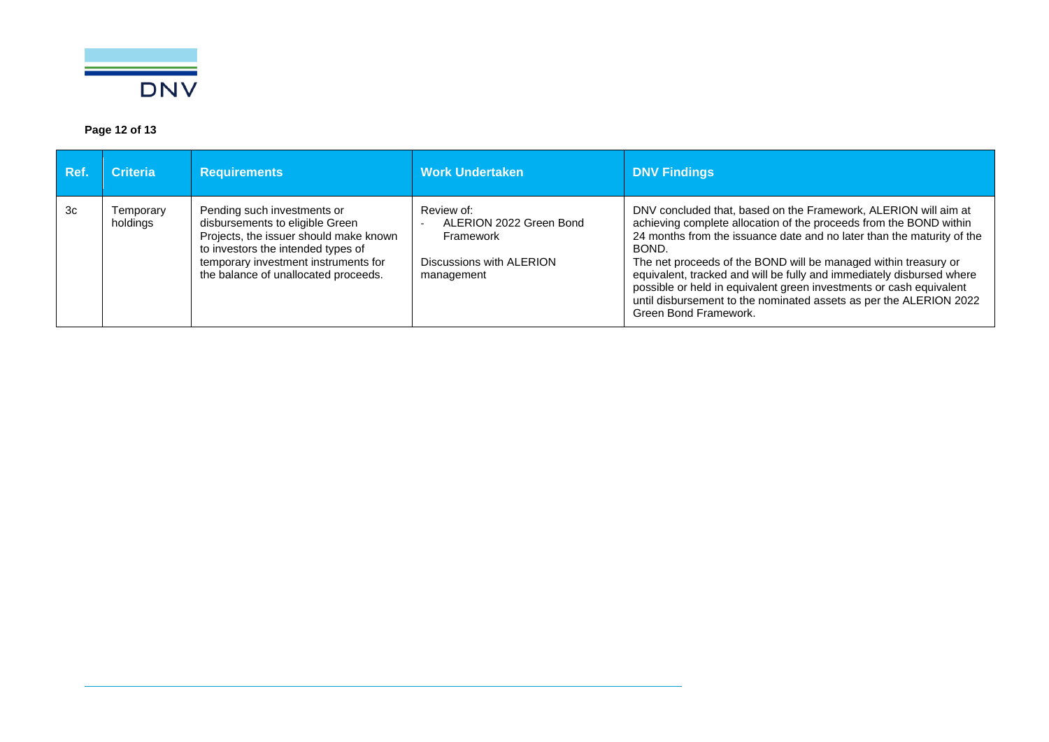| Ref. | Criteria | Requirements | Work Undertaken | DNV Findings |
|---|---|---|---|---|
| 3c | Temporary holdings | Pending such investments or disbursements to eligible Green Projects, the issuer should make known to investors the intended types of temporary investment instruments for the balance of unallocated proceeds. | Review of:<br>- ALERION 2022 Green Bond Framework<br><br>Discussions with ALERION management | DNV concluded that, based on the Framework, ALERION will aim at achieving complete allocation of the proceeds from the BOND within 24 months from the issuance date and no later than the maturity of the BOND.<br>The net proceeds of the BOND will be managed within treasury or equivalent, tracked and will be fully and immediately disbursed where possible or held in equivalent green investments or cash equivalent until disbursement to the nominated assets as per the ALERION 2022 Green Bond Framework. |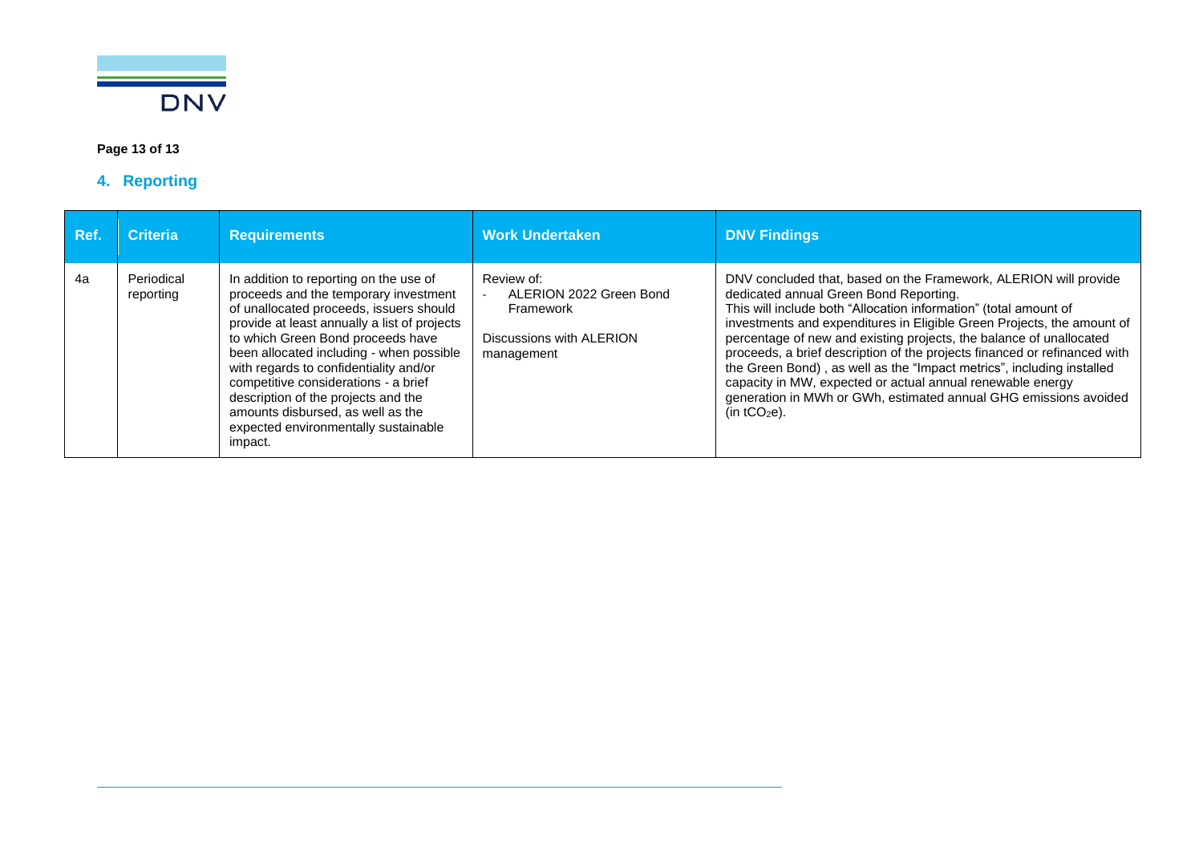## 4. Reporting

| Ref. | Criteria | Requirements | Work Undertaken | DNV Findings |
|---|---|---|---|---|
| 4a | Periodical reporting | In addition to reporting on the use of proceeds and the temporary investment of unallocated proceeds, issuers should provide at least annually a list of projects to which Green Bond proceeds have been allocated including - when possible with regards to confidentiality and/or competitive considerations - a brief description of the projects and the amounts disbursed, as well as the expected environmentally sustainable impact. | Review of:<br>- ALERION 2022 Green Bond Framework<br><br>Discussions with ALERION management | DNV concluded that, based on the Framework, ALERION will provide dedicated annual Green Bond Reporting.<br>This will include both "Allocation information" (total amount of investments and expenditures in Eligible Green Projects, the amount of percentage of new and existing projects, the balance of unallocated proceeds, a brief description of the projects financed or refinanced with the Green Bond) , as well as the "Impact metrics", including installed capacity in MW, expected or actual annual renewable energy generation in MWh or GWh, estimated annual GHG emissions avoided (in $tCO_2e$). |